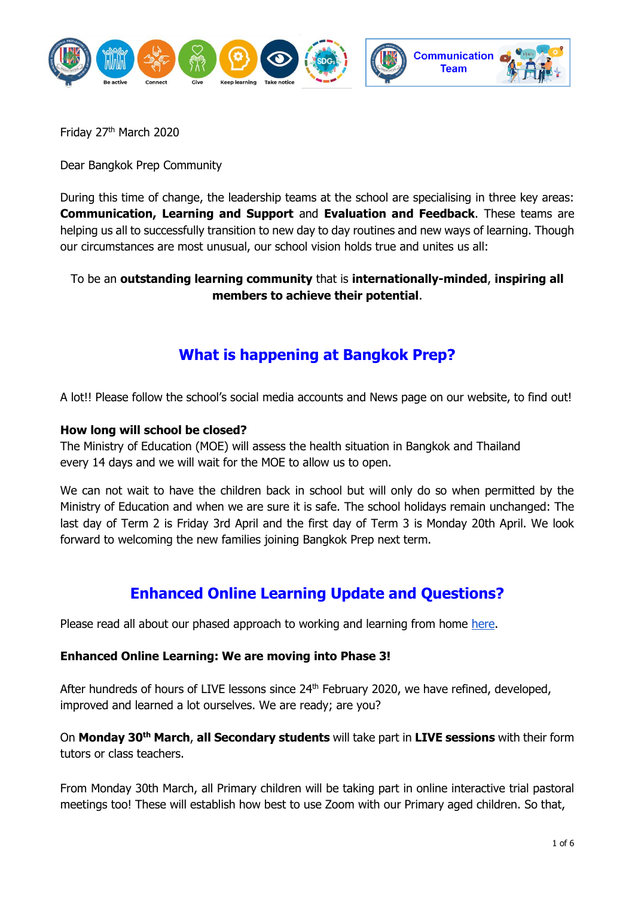Friday 27th March 2020

Dear Bangkok Prep Community

During this time of change, the leadership teams at the school are specialising in three key areas: **Communication, Learning and Support** and **Evaluation and Feedback**. These teams are helping us all to successfully transition to new day to day routines and new ways of learning. Though our circumstances are most unusual, our school vision holds true and unites us all:

To be an **outstanding learning community** that is **internationally-minded**, **inspiring all members to achieve their potential**.

## What is happening at Bangkok Prep?

A lot!! Please follow the school's social media accounts and News page on our website, to find out!

**How long will school be closed?**

The Ministry of Education (MOE) will assess the health situation in Bangkok and Thailand every 14 days and we will wait for the MOE to allow us to open.

We can not wait to have the children back in school but will only do so when permitted by the Ministry of Education and when we are sure it is safe. The school holidays remain unchanged: The last day of Term 2 is Friday 3rd April and the first day of Term 3 is Monday 20th April. We look forward to welcoming the new families joining Bangkok Prep next term.

## Enhanced Online Learning Update and Questions?

Please read all about our phased approach to working and learning from home here.

**Enhanced Online Learning: We are moving into Phase 3!**

After hundreds of hours of LIVE lessons since 24th February 2020, we have refined, developed, improved and learned a lot ourselves. We are ready; are you?

On **Monday 30th March**, **all Secondary students** will take part in **LIVE sessions** with their form tutors or class teachers.

From Monday 30th March, all Primary children will be taking part in online interactive trial pastoral meetings too! These will establish how best to use Zoom with our Primary aged children. So that,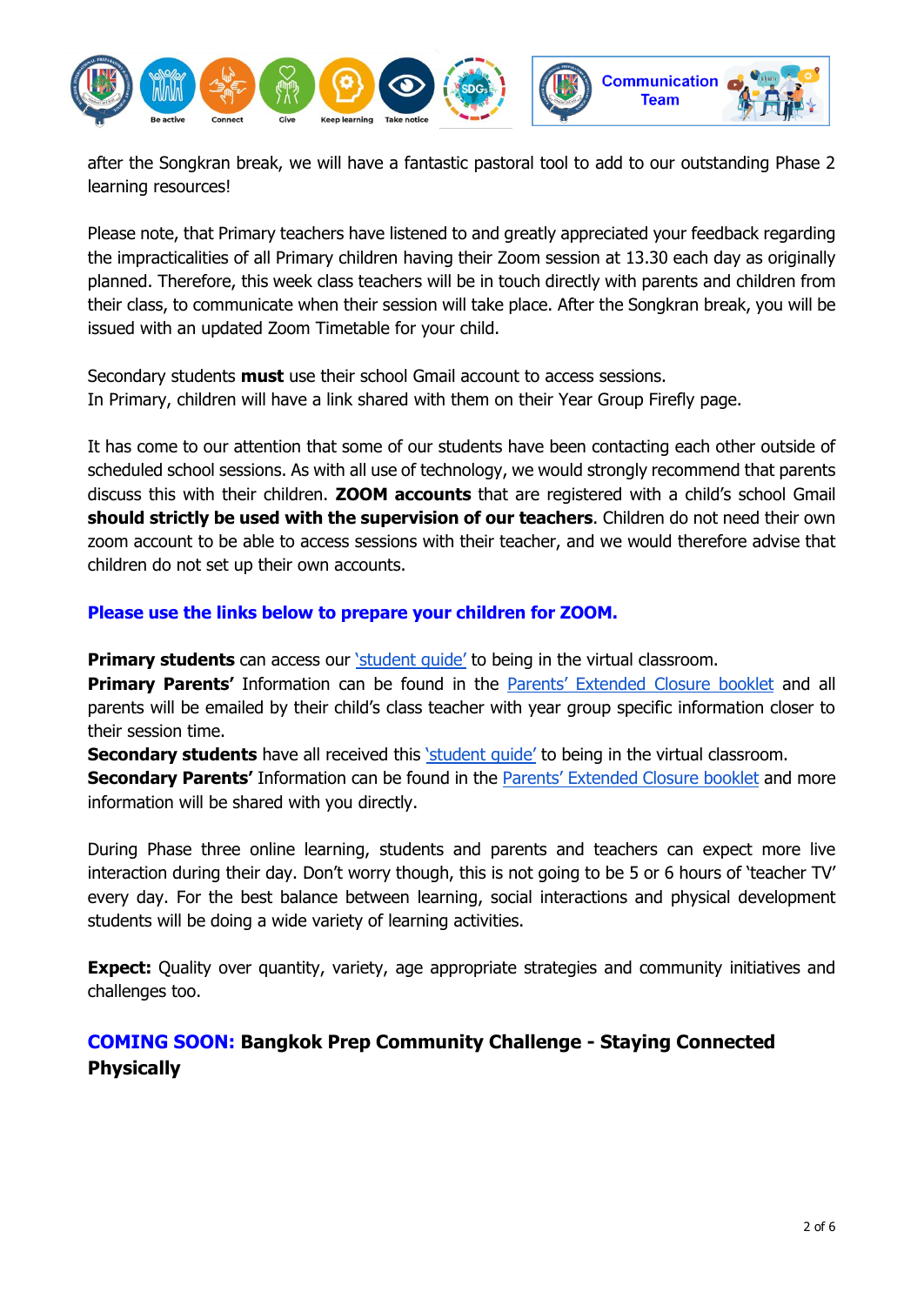after the Songkran break, we will have a fantastic pastoral tool to add to our outstanding Phase 2 learning resources!

Please note, that Primary teachers have listened to and greatly appreciated your feedback regarding the impracticalities of all Primary children having their Zoom session at 13.30 each day as originally planned. Therefore, this week class teachers will be in touch directly with parents and children from their class, to communicate when their session will take place. After the Songkran break, you will be issued with an updated Zoom Timetable for your child.

Secondary students **must** use their school Gmail account to access sessions.
In Primary, children will have a link shared with them on their Year Group Firefly page.

It has come to our attention that some of our students have been contacting each other outside of scheduled school sessions. As with all use of technology, we would strongly recommend that parents discuss this with their children. **ZOOM accounts** that are registered with a child's school Gmail **should strictly be used with the supervision of our teachers**. Children do not need their own zoom account to be able to access sessions with their teacher, and we would therefore advise that children do not set up their own accounts.

**Please use the links below to prepare your children for ZOOM.**

**Primary students** can access our 'student guide' to being in the virtual classroom.
**Primary Parents'** Information can be found in the Parents' Extended Closure booklet and all parents will be emailed by their child's class teacher with year group specific information closer to their session time.
**Secondary students** have all received this 'student guide' to being in the virtual classroom.
**Secondary Parents'** Information can be found in the Parents' Extended Closure booklet and more information will be shared with you directly.

During Phase three online learning, students and parents and teachers can expect more live interaction during their day. Don't worry though, this is not going to be 5 or 6 hours of 'teacher TV' every day. For the best balance between learning, social interactions and physical development students will be doing a wide variety of learning activities.

**Expect:** Quality over quantity, variety, age appropriate strategies and community initiatives and challenges too.

## COMING SOON: Bangkok Prep Community Challenge - Staying Connected Physically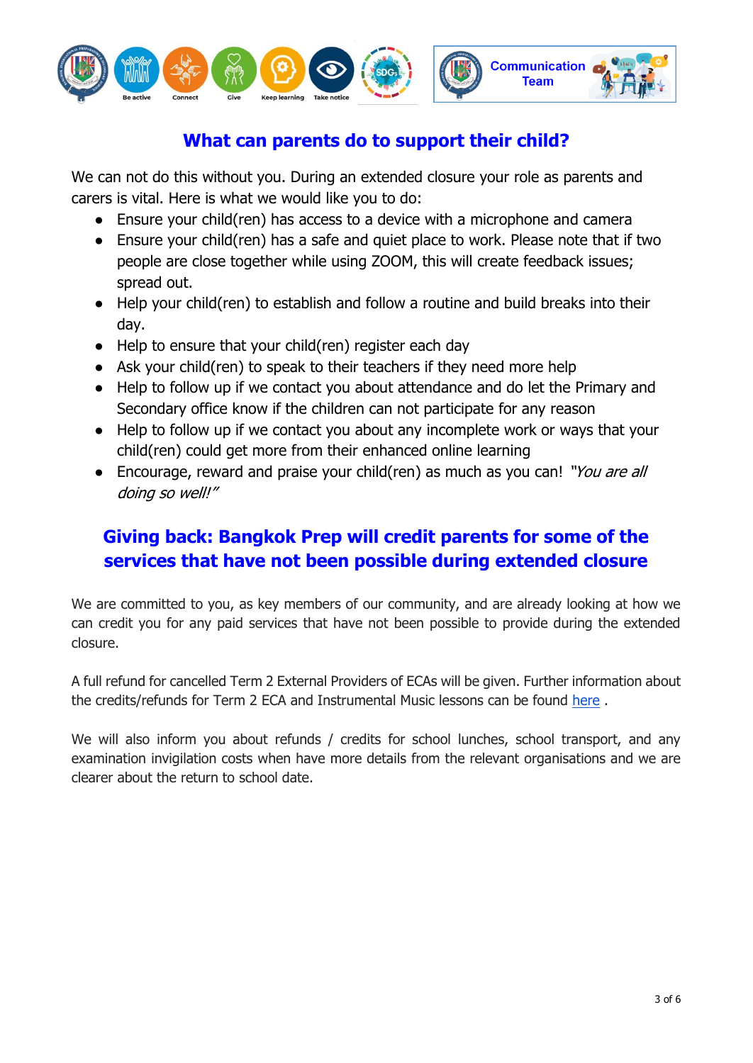## What can parents do to support their child?

We can not do this without you. During an extended closure your role as parents and carers is vital. Here is what we would like you to do:

- Ensure your child(ren) has access to a device with a microphone and camera
- Ensure your child(ren) has a safe and quiet place to work. Please note that if two people are close together while using ZOOM, this will create feedback issues; spread out.
- Help your child(ren) to establish and follow a routine and build breaks into their day.
- Help to ensure that your child(ren) register each day
- Ask your child(ren) to speak to their teachers if they need more help
- Help to follow up if we contact you about attendance and do let the Primary and Secondary office know if the children can not participate for any reason
- Help to follow up if we contact you about any incomplete work or ways that your child(ren) could get more from their enhanced online learning
- Encourage, reward and praise your child(ren) as much as you can! *"You are all doing so well!"*

## Giving back: Bangkok Prep will credit parents for some of the services that have not been possible during extended closure

We are committed to you, as key members of our community, and are already looking at how we can credit you for any paid services that have not been possible to provide during the extended closure.

A full refund for cancelled Term 2 External Providers of ECAs will be given. Further information about the credits/refunds for Term 2 ECA and Instrumental Music lessons can be found here .

We will also inform you about refunds / credits for school lunches, school transport, and any examination invigilation costs when have more details from the relevant organisations and we are clearer about the return to school date.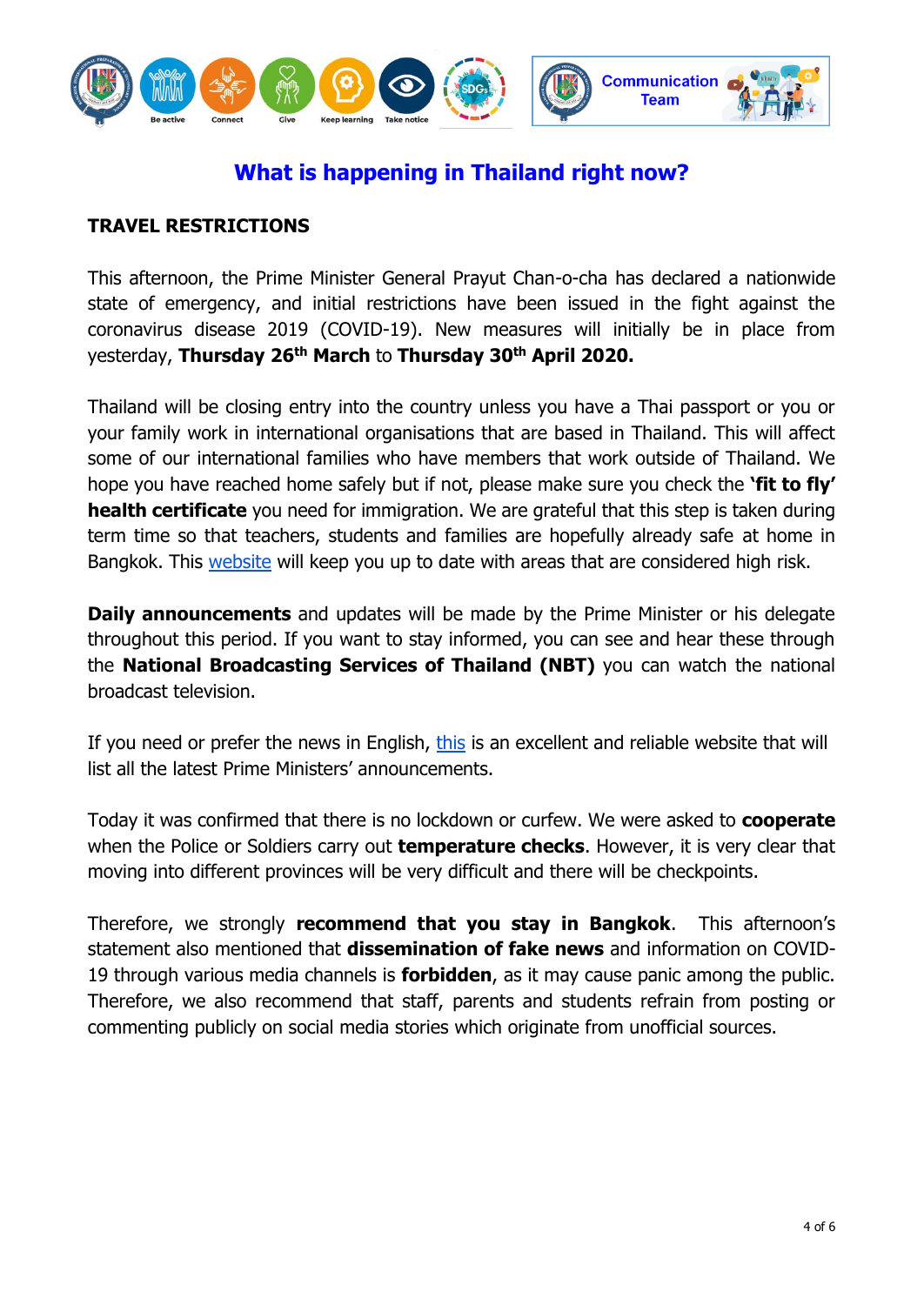# What is happening in Thailand right now?

## TRAVEL RESTRICTIONS

This afternoon, the Prime Minister General Prayut Chan-o-cha has declared a nationwide state of emergency, and initial restrictions have been issued in the fight against the coronavirus disease 2019 (COVID-19). New measures will initially be in place from yesterday, **Thursday 26th March** to **Thursday 30th April 2020.**

Thailand will be closing entry into the country unless you have a Thai passport or you or your family work in international organisations that are based in Thailand. This will affect some of our international families who have members that work outside of Thailand. We hope you have reached home safely but if not, please make sure you check the **'fit to fly' health certificate** you need for immigration. We are grateful that this step is taken during term time so that teachers, students and families are hopefully already safe at home in Bangkok. This website will keep you up to date with areas that are considered high risk.

**Daily announcements** and updates will be made by the Prime Minister or his delegate throughout this period. If you want to stay informed, you can see and hear these through the **National Broadcasting Services of Thailand (NBT)** you can watch the national broadcast television.

If you need or prefer the news in English, this is an excellent and reliable website that will list all the latest Prime Ministers' announcements.

Today it was confirmed that there is no lockdown or curfew. We were asked to **cooperate** when the Police or Soldiers carry out **temperature checks**. However, it is very clear that moving into different provinces will be very difficult and there will be checkpoints.

Therefore, we strongly **recommend that you stay in Bangkok**. This afternoon's statement also mentioned that **dissemination of fake news** and information on COVID-19 through various media channels is **forbidden**, as it may cause panic among the public. Therefore, we also recommend that staff, parents and students refrain from posting or commenting publicly on social media stories which originate from unofficial sources.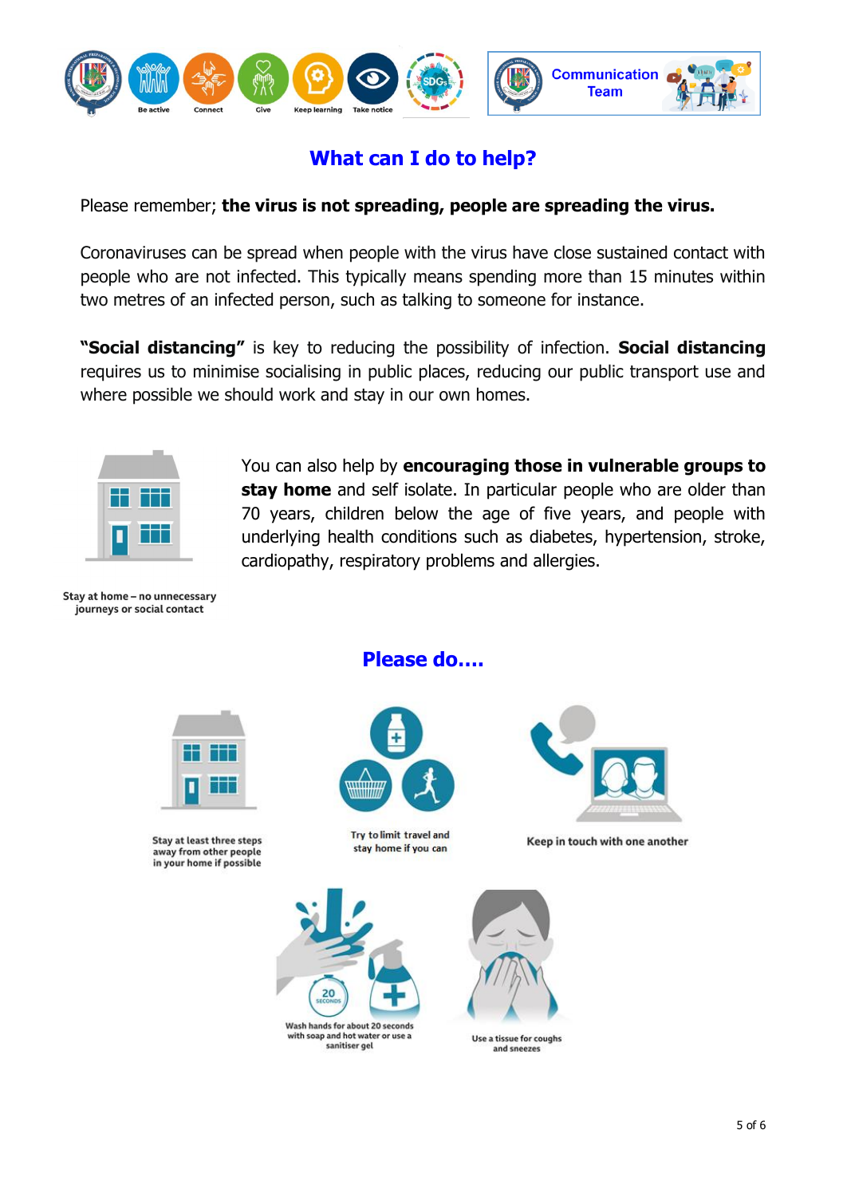## What can I do to help?

Please remember; **the virus is not spreading, people are spreading the virus.**

Coronaviruses can be spread when people with the virus have close sustained contact with people who are not infected. This typically means spending more than 15 minutes within two metres of an infected person, such as talking to someone for instance.

**"Social distancing"** is key to reducing the possibility of infection. **Social distancing** requires us to minimise socialising in public places, reducing our public transport use and where possible we should work and stay in our own homes.

You can also help by **encouraging those in vulnerable groups to stay home** and self isolate. In particular people who are older than 70 years, children below the age of five years, and people with underlying health conditions such as diabetes, hypertension, stroke, cardiopathy, respiratory problems and allergies.

Stay at home – no unnecessary journeys or social contact

## Please do….

Stay at least three steps away from other people in your home if possible

Try to limit travel and stay home if you can

Keep in touch with one another

Wash hands for about 20 seconds with soap and hot water or use a sanitiser gel

Use a tissue for coughs and sneezes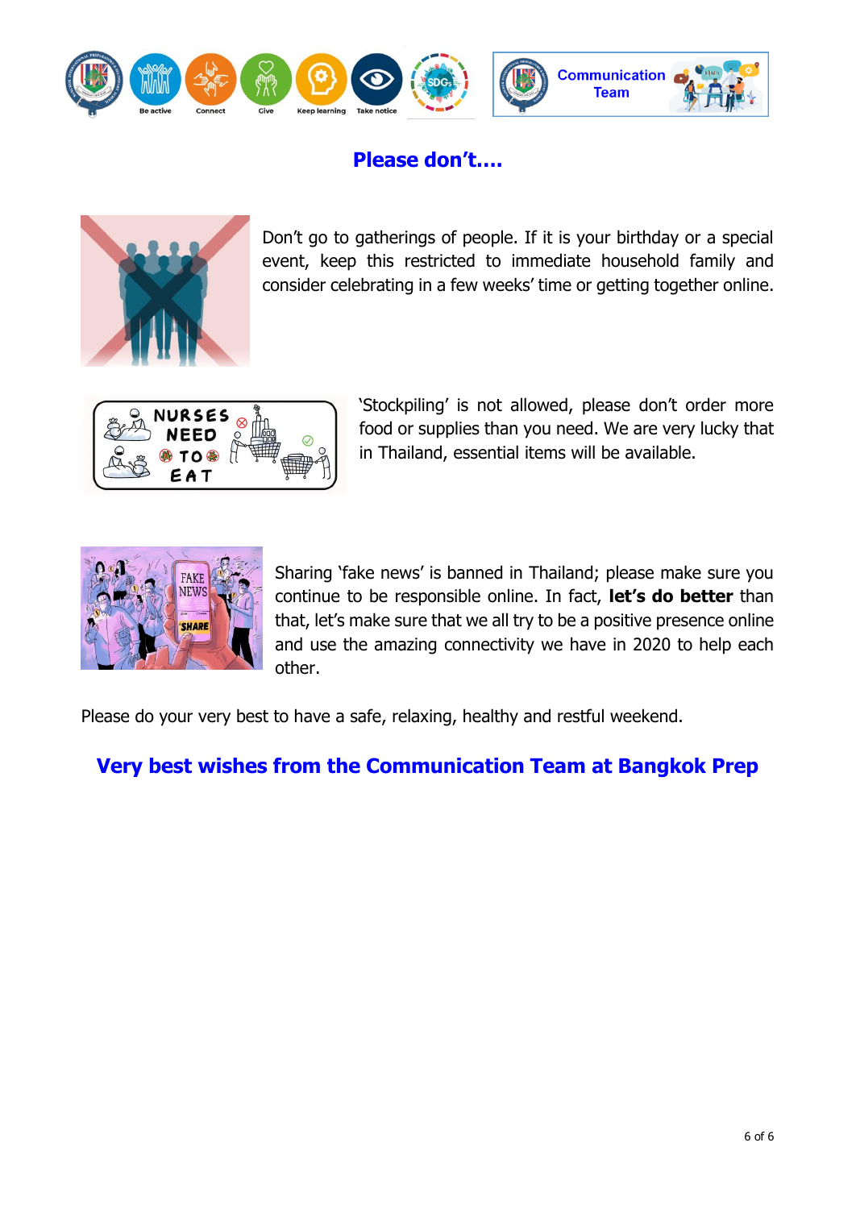## Please don't….

Don't go to gatherings of people. If it is your birthday or a special event, keep this restricted to immediate household family and consider celebrating in a few weeks' time or getting together online.

'Stockpiling' is not allowed, please don't order more food or supplies than you need. We are very lucky that in Thailand, essential items will be available.

Sharing 'fake news' is banned in Thailand; please make sure you continue to be responsible online. In fact, **let's do better** than that, let's make sure that we all try to be a positive presence online and use the amazing connectivity we have in 2020 to help each other.

Please do your very best to have a safe, relaxing, healthy and restful weekend.

## Very best wishes from the Communication Team at Bangkok Prep